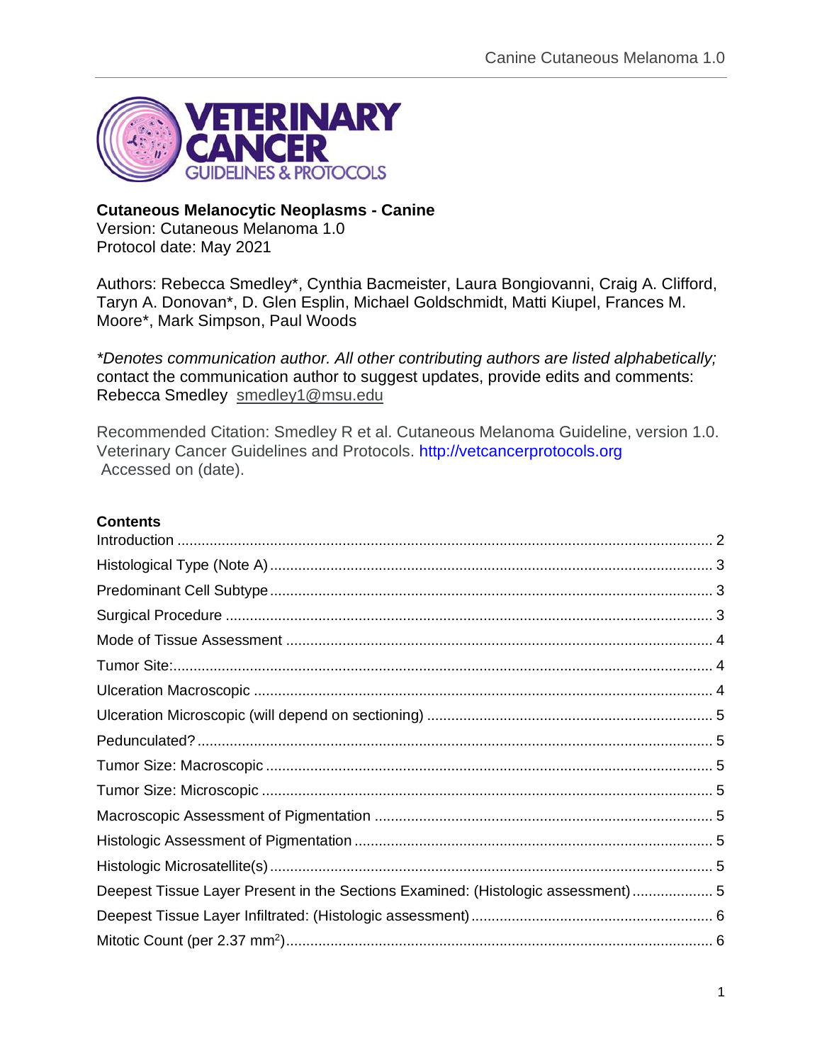**Cutaneous Melanocytic Neoplasms - Canine**
Version: Cutaneous Melanoma 1.0
Protocol date: May 2021

Authors: Rebecca Smedley*, Cynthia Bacmeister, Laura Bongiovanni, Craig A. Clifford, Taryn A. Donovan*, D. Glen Esplin, Michael Goldschmidt, Matti Kiupel, Frances M. Moore*, Mark Simpson, Paul Woods

*\*Denotes communication author. All other contributing authors are listed alphabetically;* contact the communication author to suggest updates, provide edits and comments: Rebecca Smedley smedley1@msu.edu

Recommended Citation: Smedley R et al. Cutaneous Melanoma Guideline, version 1.0. Veterinary Cancer Guidelines and Protocols. http://vetcancerprotocols.org Accessed on (date).

## Contents

- Introduction ........ 2
- Histological Type (Note A) ........ 3
- Predominant Cell Subtype ........ 3
- Surgical Procedure ........ 3
- Mode of Tissue Assessment ........ 4
- Tumor Site: ........ 4
- Ulceration Macroscopic ........ 4
- Ulceration Microscopic (will depend on sectioning) ........ 5
- Pedunculated? ........ 5
- Tumor Size: Macroscopic ........ 5
- Tumor Size: Microscopic ........ 5
- Macroscopic Assessment of Pigmentation ........ 5
- Histologic Assessment of Pigmentation ........ 5
- Histologic Microsatellite(s) ........ 5
- Deepest Tissue Layer Present in the Sections Examined: (Histologic assessment) ........ 5
- Deepest Tissue Layer Infiltrated: (Histologic assessment) ........ 6
- Mitotic Count (per 2.37 $mm^2$) ........ 6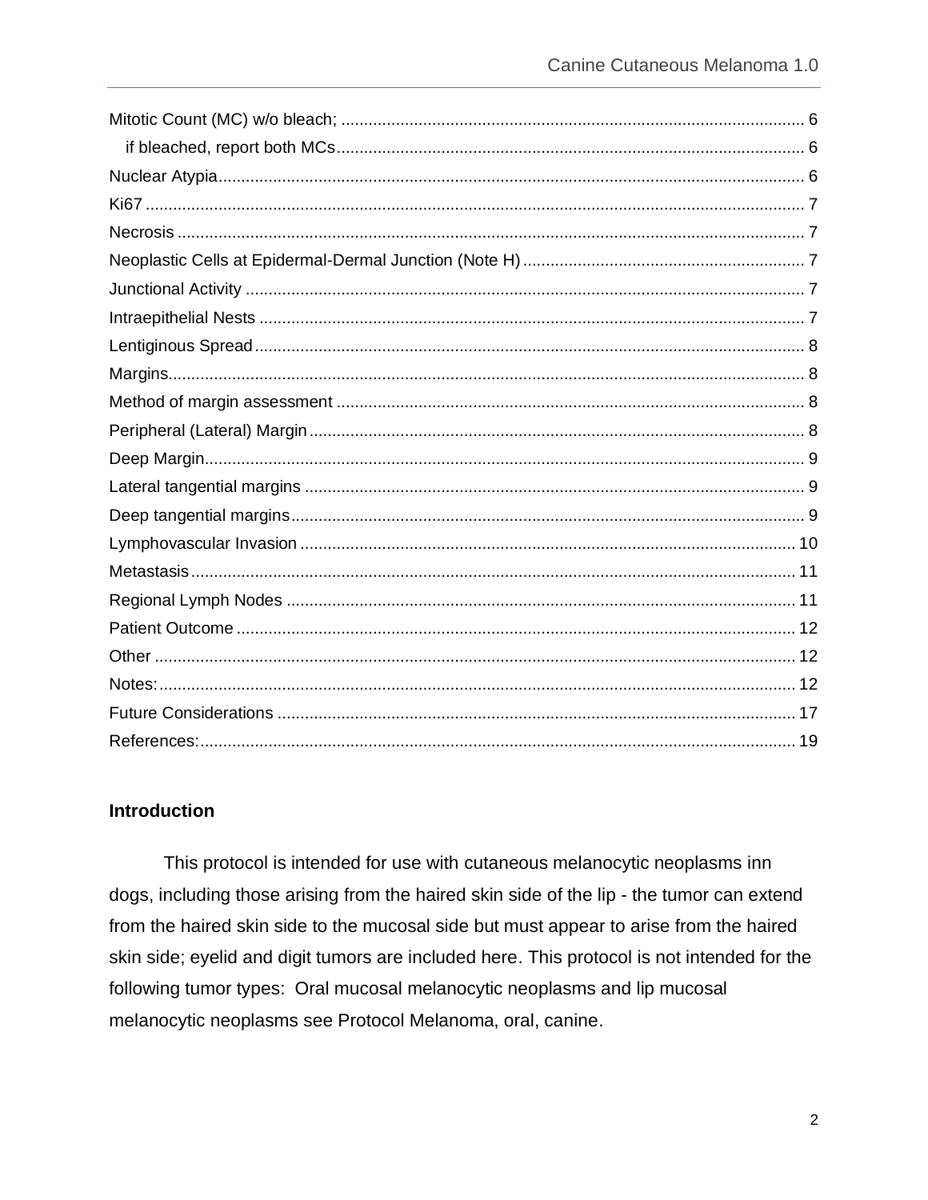Mitotic Count (MC) w/o bleach; ..................................................................................................... 6

if bleached, report both MCs...................................................................................................... 6

Nuclear Atypia................................................................................................................................ 6

Ki67 ................................................................................................................................................ 7

Necrosis ......................................................................................................................................... 7

Neoplastic Cells at Epidermal-Dermal Junction (Note H) .............................................................. 7

Junctional Activity .......................................................................................................................... 7

Intraepithelial Nests ....................................................................................................................... 7

Lentiginous Spread........................................................................................................................ 8

Margins........................................................................................................................................... 8

Method of margin assessment ....................................................................................................... 8

Peripheral (Lateral) Margin............................................................................................................ 8

Deep Margin................................................................................................................................... 9

Lateral tangential margins ............................................................................................................. 9

Deep tangential margins................................................................................................................ 9

Lymphovascular Invasion ............................................................................................................ 10

Metastasis.................................................................................................................................... 11

Regional Lymph Nodes ............................................................................................................... 11

Patient Outcome .......................................................................................................................... 12

Other ............................................................................................................................................ 12

Notes:........................................................................................................................................... 12

Future Considerations ................................................................................................................. 17

References:.................................................................................................................................. 19

## Introduction

This protocol is intended for use with cutaneous melanocytic neoplasms inn dogs, including those arising from the haired skin side of the lip - the tumor can extend from the haired skin side to the mucosal side but must appear to arise from the haired skin side; eyelid and digit tumors are included here. This protocol is not intended for the following tumor types: Oral mucosal melanocytic neoplasms and lip mucosal melanocytic neoplasms see Protocol Melanoma, oral, canine.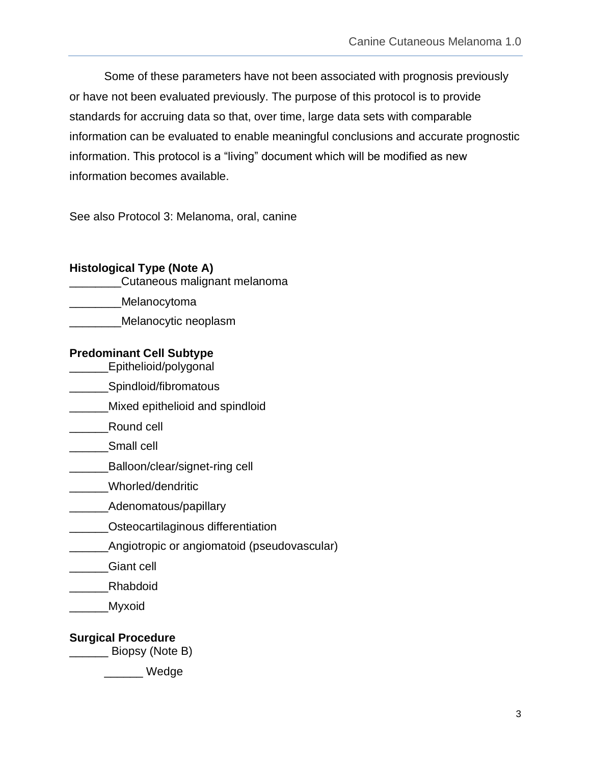Some of these parameters have not been associated with prognosis previously or have not been evaluated previously. The purpose of this protocol is to provide standards for accruing data so that, over time, large data sets with comparable information can be evaluated to enable meaningful conclusions and accurate prognostic information. This protocol is a “living” document which will be modified as new information becomes available.

See also Protocol 3: Melanoma, oral, canine

**Histological Type (Note A)**

________Cutaneous malignant melanoma

________Melanocytoma

________Melanocytic neoplasm

**Predominant Cell Subtype**

______Epithelioid/polygonal

______Spindloid/fibromatous

______Mixed epithelioid and spindloid

______Round cell

______Small cell

______Balloon/clear/signet-ring cell

______Whorled/dendritic

______Adenomatous/papillary

______Osteocartilaginous differentiation

______Angiotropic or angiomatoid (pseudovascular)

______Giant cell

______Rhabdoid

______Myxoid

**Surgical Procedure**

______ Biopsy (Note B)

    ______ Wedge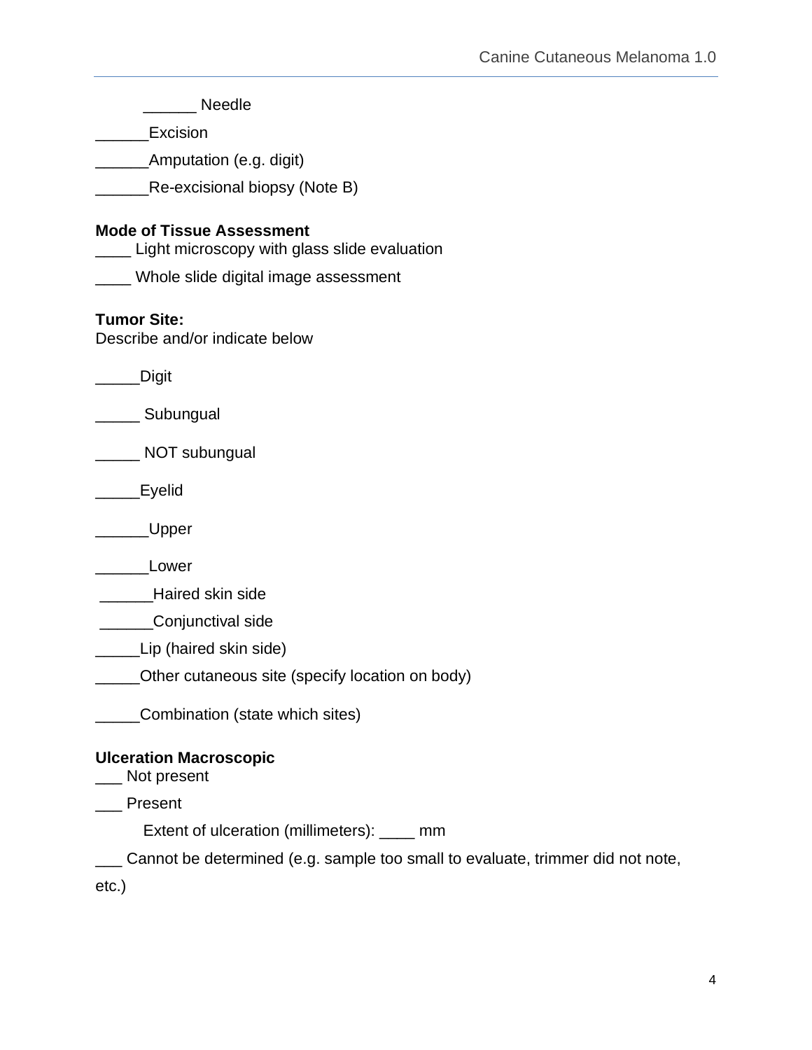\_\_\_\_\_\_ Needle

\_\_\_\_\_\_Excision

\_\_\_\_\_\_Amputation (e.g. digit)

\_\_\_\_\_\_Re-excisional biopsy (Note B)

**Mode of Tissue Assessment**

\_\_\_\_ Light microscopy with glass slide evaluation

\_\_\_\_ Whole slide digital image assessment

**Tumor Site:**

Describe and/or indicate below

\_\_\_\_\_Digit

\_\_\_\_\_ Subungual

\_\_\_\_\_ NOT subungual

\_\_\_\_\_Eyelid

\_\_\_\_\_\_Upper

\_\_\_\_\_\_Lower

\_\_\_\_\_\_Haired skin side

\_\_\_\_\_\_Conjunctival side

\_\_\_\_\_Lip (haired skin side)

\_\_\_\_\_Other cutaneous site (specify location on body)

\_\_\_\_\_Combination (state which sites)

**Ulceration Macroscopic**

\_\_\_ Not present

\_\_\_ Present

Extent of ulceration (millimeters): \_\_\_\_ mm

\_\_\_ Cannot be determined (e.g. sample too small to evaluate, trimmer did not note, etc.)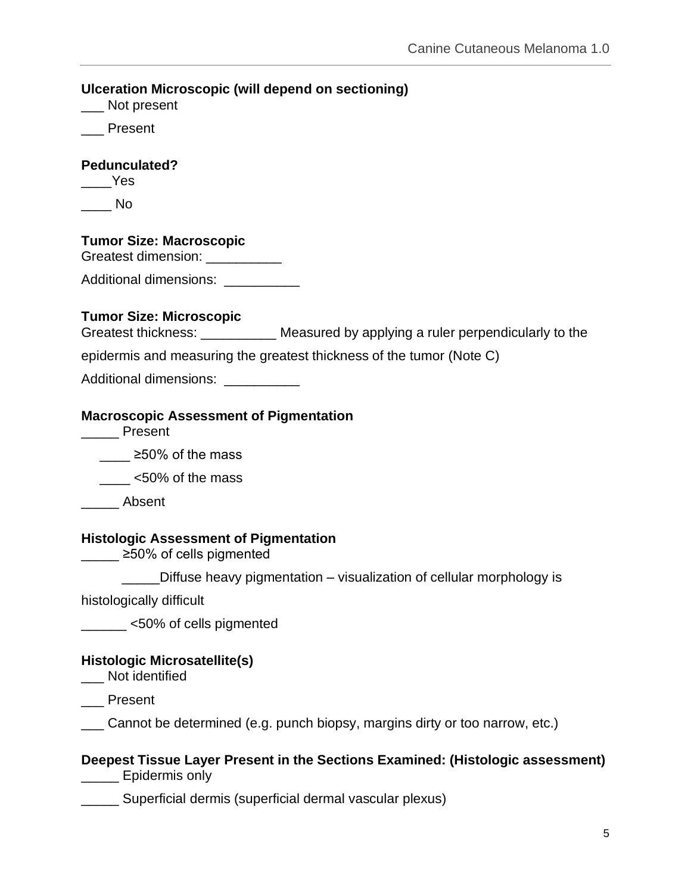**Ulceration Microscopic (will depend on sectioning)**

___ Not present

___ Present

**Pedunculated?**

____Yes

____ No

**Tumor Size: Macroscopic**

Greatest dimension: __________

Additional dimensions: __________

**Tumor Size: Microscopic**

Greatest thickness: __________ Measured by applying a ruler perpendicularly to the epidermis and measuring the greatest thickness of the tumor (Note C)

Additional dimensions: __________

**Macroscopic Assessment of Pigmentation**

_____ Present

  ____ ≥50% of the mass

  ____ <50% of the mass

_____ Absent

**Histologic Assessment of Pigmentation**

_____ ≥50% of cells pigmented

  _____Diffuse heavy pigmentation – visualization of cellular morphology is histologically difficult

______ <50% of cells pigmented

**Histologic Microsatellite(s)**

___ Not identified

___ Present

___ Cannot be determined (e.g. punch biopsy, margins dirty or too narrow, etc.)

**Deepest Tissue Layer Present in the Sections Examined: (Histologic assessment)**

_____ Epidermis only

_____ Superficial dermis (superficial dermal vascular plexus)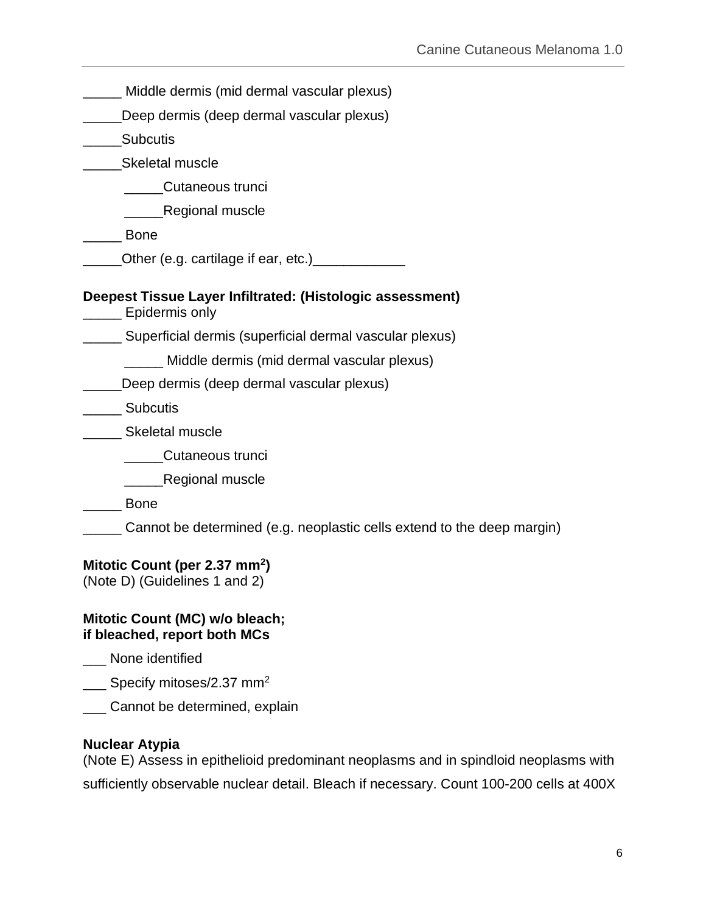_____ Middle dermis (mid dermal vascular plexus)

_____Deep dermis (deep dermal vascular plexus)

_____Subcutis

_____Skeletal muscle

    _____Cutaneous trunci

    _____Regional muscle

_____ Bone

_____Other (e.g. cartilage if ear, etc.)____________

**Deepest Tissue Layer Infiltrated: (Histologic assessment)**

_____ Epidermis only

_____ Superficial dermis (superficial dermal vascular plexus)

    _____ Middle dermis (mid dermal vascular plexus)

_____Deep dermis (deep dermal vascular plexus)

_____ Subcutis

_____ Skeletal muscle

    _____Cutaneous trunci

    _____Regional muscle

_____ Bone

_____ Cannot be determined (e.g. neoplastic cells extend to the deep margin)

**Mitotic Count (per 2.37 mm$^2$)**
(Note D) (Guidelines 1 and 2)

**Mitotic Count (MC) w/o bleach;**
**if bleached, report both MCs**

___ None identified

___ Specify mitoses/2.37 mm$^2$

___ Cannot be determined, explain

**Nuclear Atypia**
(Note E) Assess in epithelioid predominant neoplasms and in spindloid neoplasms with sufficiently observable nuclear detail. Bleach if necessary. Count 100-200 cells at 400X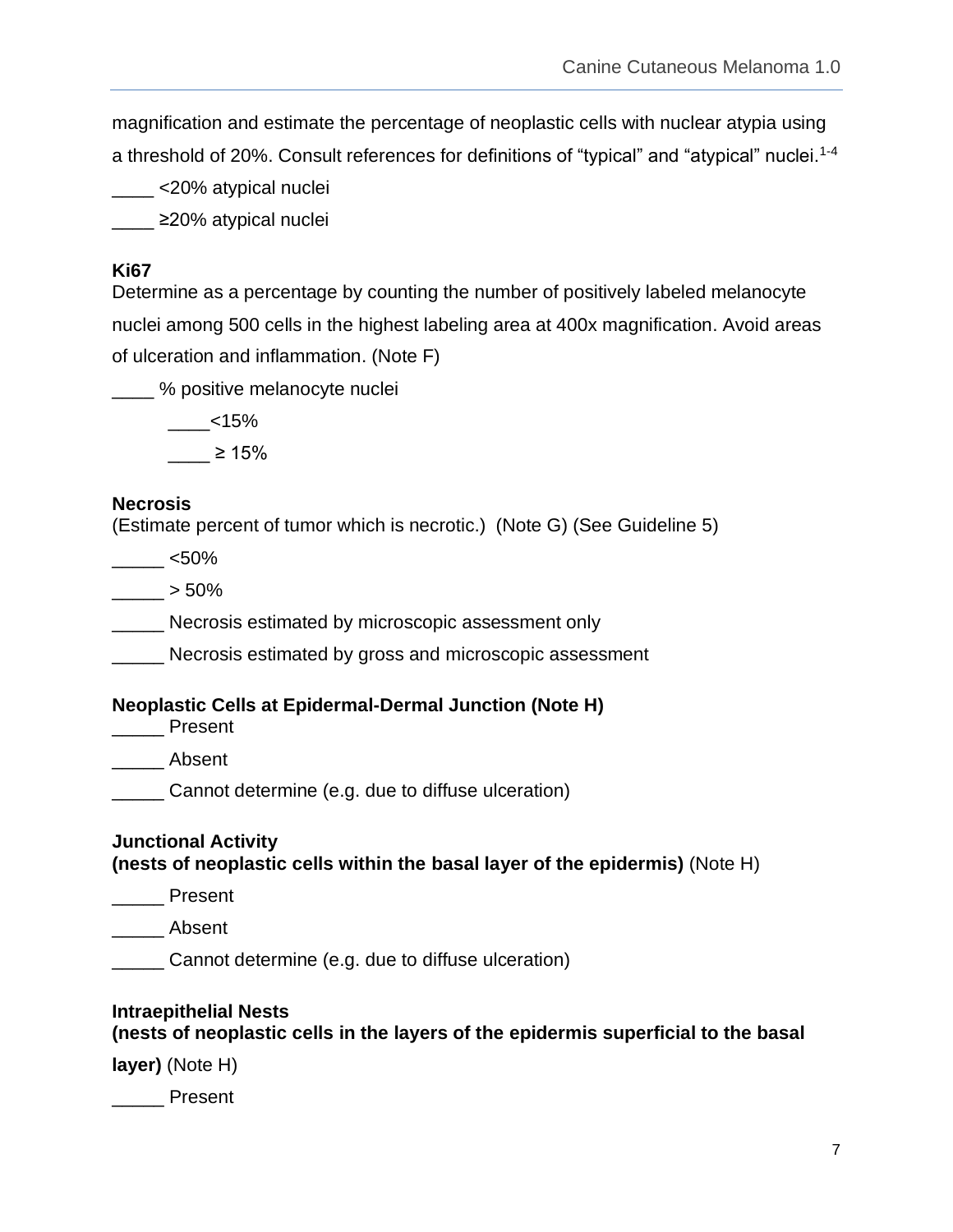magnification and estimate the percentage of neoplastic cells with nuclear atypia using a threshold of 20%. Consult references for definitions of "typical" and "atypical" nuclei.[1-4]

____ <20% atypical nuclei

____ ≥20% atypical nuclei

**Ki67**

Determine as a percentage by counting the number of positively labeled melanocyte nuclei among 500 cells in the highest labeling area at 400x magnification. Avoid areas of ulceration and inflammation. (Note F)

____ % positive melanocyte nuclei

&nbsp;&nbsp;&nbsp;&nbsp;____<15%

&nbsp;&nbsp;&nbsp;&nbsp;____ ≥ 15%

**Necrosis**

(Estimate percent of tumor which is necrotic.) (Note G) (See Guideline 5)

_____ <50%

_____ > 50%

_____ Necrosis estimated by microscopic assessment only

_____ Necrosis estimated by gross and microscopic assessment

**Neoplastic Cells at Epidermal-Dermal Junction (Note H)**

_____ Present

_____ Absent

_____ Cannot determine (e.g. due to diffuse ulceration)

**Junctional Activity**
**(nests of neoplastic cells within the basal layer of the epidermis)** (Note H)

_____ Present

_____ Absent

_____ Cannot determine (e.g. due to diffuse ulceration)

**Intraepithelial Nests**
**(nests of neoplastic cells in the layers of the epidermis superficial to the basal layer)** (Note H)

_____ Present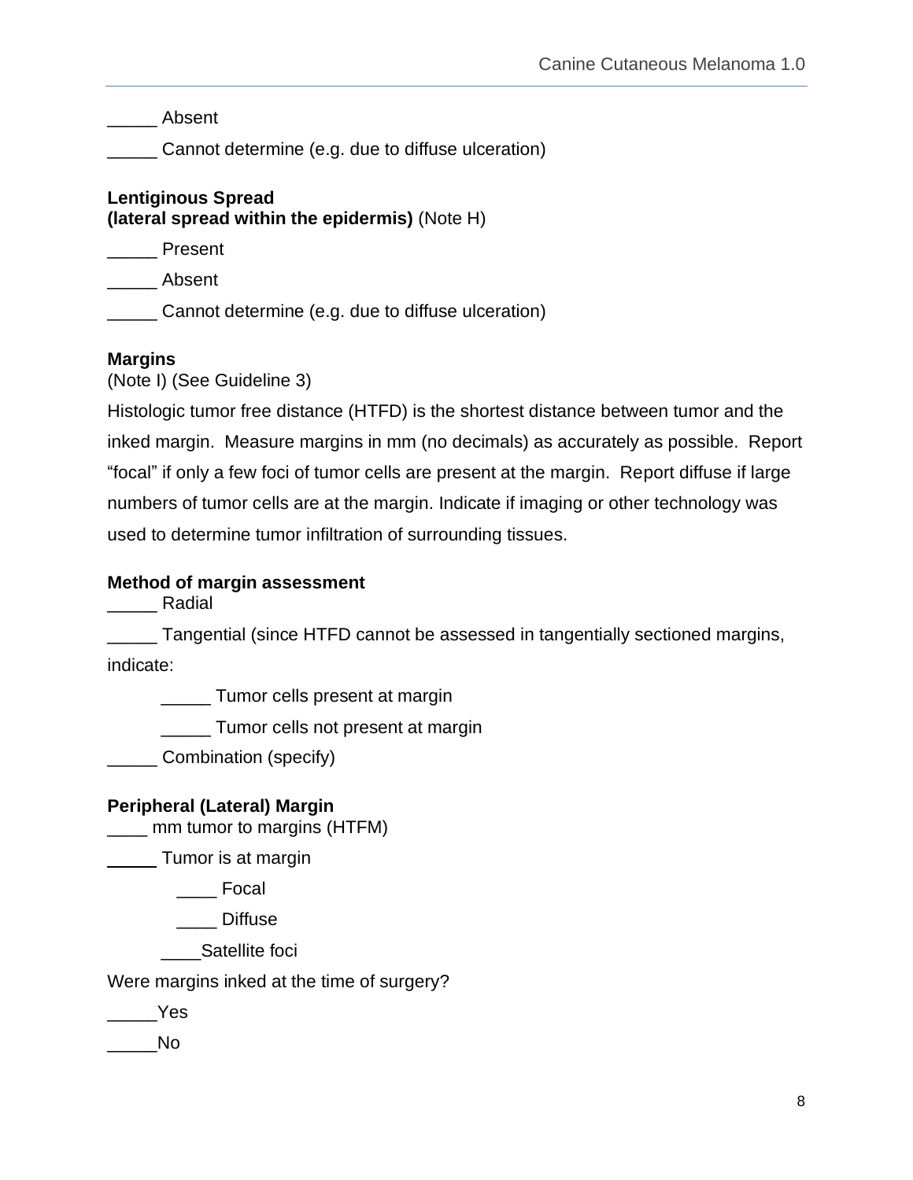_____ Absent

_____ Cannot determine (e.g. due to diffuse ulceration)

**Lentiginous Spread**
**(lateral spread within the epidermis)** (Note H)

_____ Present

_____ Absent

_____ Cannot determine (e.g. due to diffuse ulceration)

**Margins**
(Note I) (See Guideline 3)

Histologic tumor free distance (HTFD) is the shortest distance between tumor and the inked margin. Measure margins in mm (no decimals) as accurately as possible. Report "focal" if only a few foci of tumor cells are present at the margin. Report diffuse if large numbers of tumor cells are at the margin. Indicate if imaging or other technology was used to determine tumor infiltration of surrounding tissues.

**Method of margin assessment**

_____ Radial

_____ Tangential (since HTFD cannot be assessed in tangentially sectioned margins, indicate:

  _____ Tumor cells present at margin

  _____ Tumor cells not present at margin

_____ Combination (specify)

**Peripheral (Lateral) Margin**

____ mm tumor to margins (HTFM)

_____ Tumor is at margin

  ____ Focal

  ____ Diffuse

  ____Satellite foci

Were margins inked at the time of surgery?

_____Yes

_____No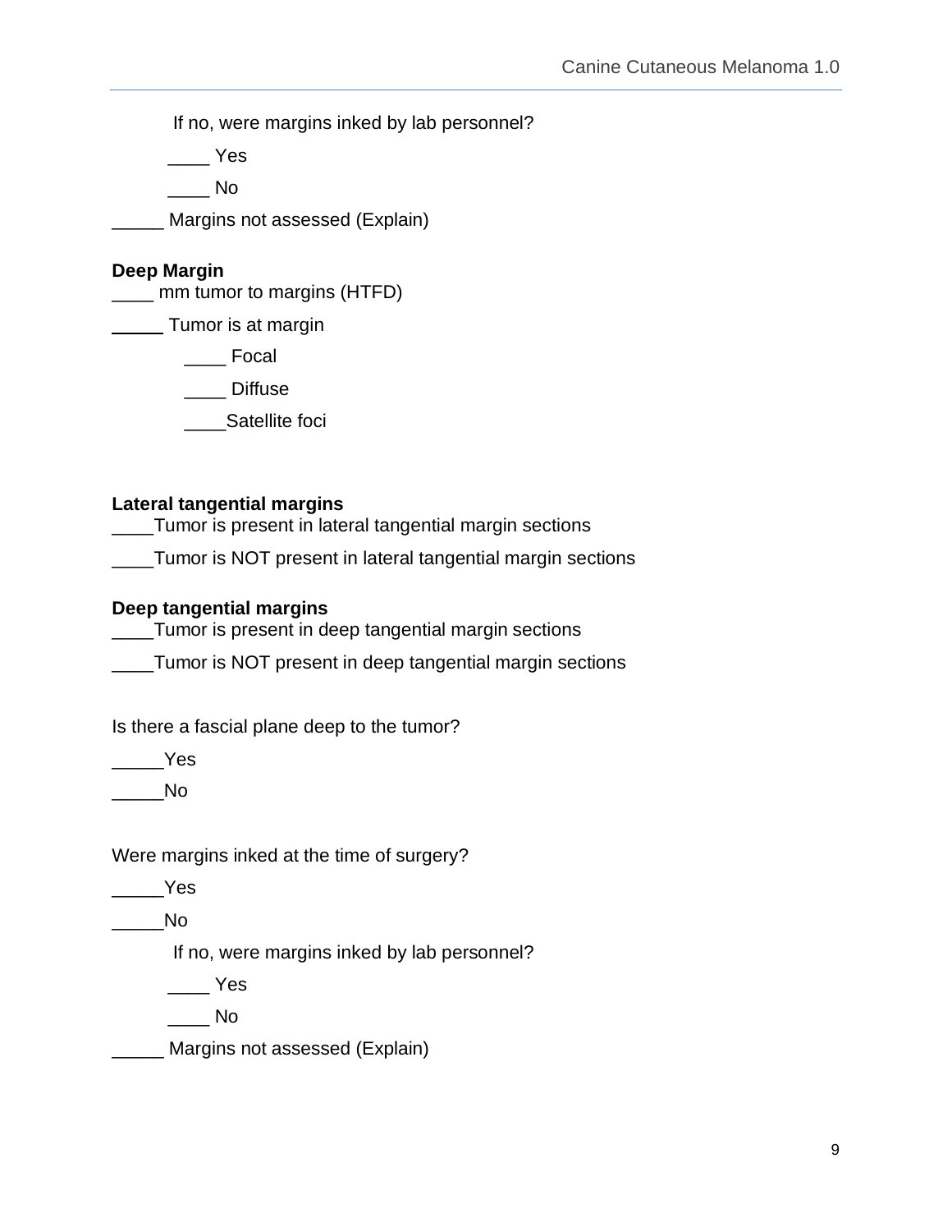If no, were margins inked by lab personnel?

____ Yes

____ No

_____ Margins not assessed (Explain)

**Deep Margin**

____ mm tumor to margins (HTFD)

_____ Tumor is at margin

____ Focal

____ Diffuse

____Satellite foci

**Lateral tangential margins**

____Tumor is present in lateral tangential margin sections

____Tumor is NOT present in lateral tangential margin sections

**Deep tangential margins**

____Tumor is present in deep tangential margin sections

____Tumor is NOT present in deep tangential margin sections

Is there a fascial plane deep to the tumor?

_____Yes

_____No

Were margins inked at the time of surgery?

_____Yes

_____No

If no, were margins inked by lab personnel?

____ Yes

____ No

_____ Margins not assessed (Explain)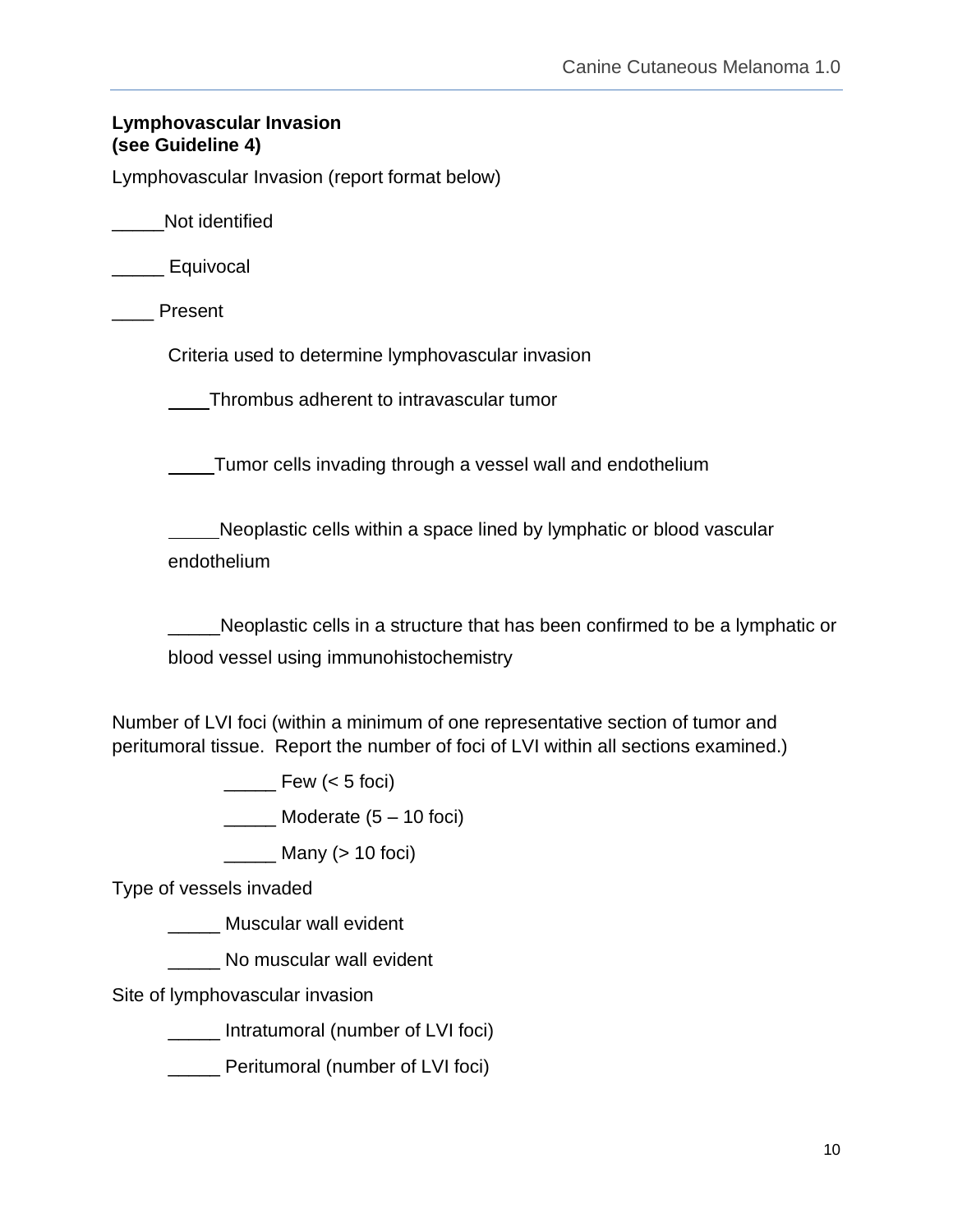**Lymphovascular Invasion**
**(see Guideline 4)**

Lymphovascular Invasion (report format below)

_____Not identified

_____ Equivocal

____ Present

Criteria used to determine lymphovascular invasion

____Thrombus adherent to intravascular tumor

____Tumor cells invading through a vessel wall and endothelium

_____Neoplastic cells within a space lined by lymphatic or blood vascular endothelium

_____Neoplastic cells in a structure that has been confirmed to be a lymphatic or blood vessel using immunohistochemistry

Number of LVI foci (within a minimum of one representative section of tumor and peritumoral tissue. Report the number of foci of LVI within all sections examined.)

_____ Few (< 5 foci)

_____ Moderate (5 – 10 foci)

_____ Many (> 10 foci)

Type of vessels invaded

_____ Muscular wall evident

_____ No muscular wall evident

Site of lymphovascular invasion

_____ Intratumoral (number of LVI foci)

_____ Peritumoral (number of LVI foci)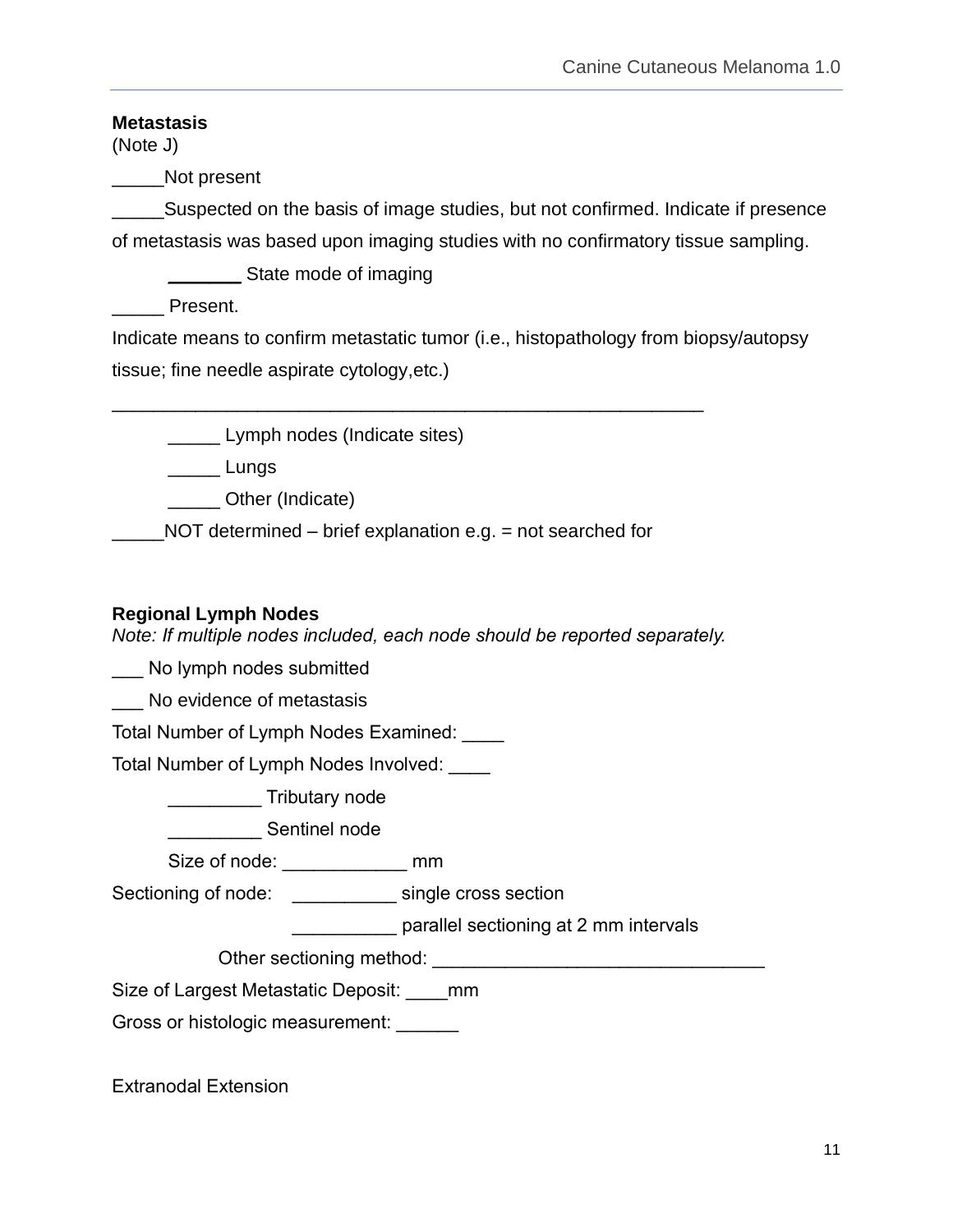**Metastasis**
(Note J)

_____Not present

_____Suspected on the basis of image studies, but not confirmed. Indicate if presence of metastasis was based upon imaging studies with no confirmatory tissue sampling.

_______ State mode of imaging

_____ Present.

Indicate means to confirm metastatic tumor (i.e., histopathology from biopsy/autopsy tissue; fine needle aspirate cytology,etc.)

___________________________________________________________

_____ Lymph nodes (Indicate sites)

_____ Lungs

_____ Other (Indicate)

_____NOT determined – brief explanation e.g. = not searched for

**Regional Lymph Nodes**
*Note: If multiple nodes included, each node should be reported separately.*

___ No lymph nodes submitted

___ No evidence of metastasis

Total Number of Lymph Nodes Examined: ____

Total Number of Lymph Nodes Involved: ____

_________ Tributary node

_________ Sentinel node

Size of node: ____________ mm

Sectioning of node: __________ single cross section

__________ parallel sectioning at 2 mm intervals

Other sectioning method: ________________________________

Size of Largest Metastatic Deposit: ____mm

Gross or histologic measurement: ______

Extranodal Extension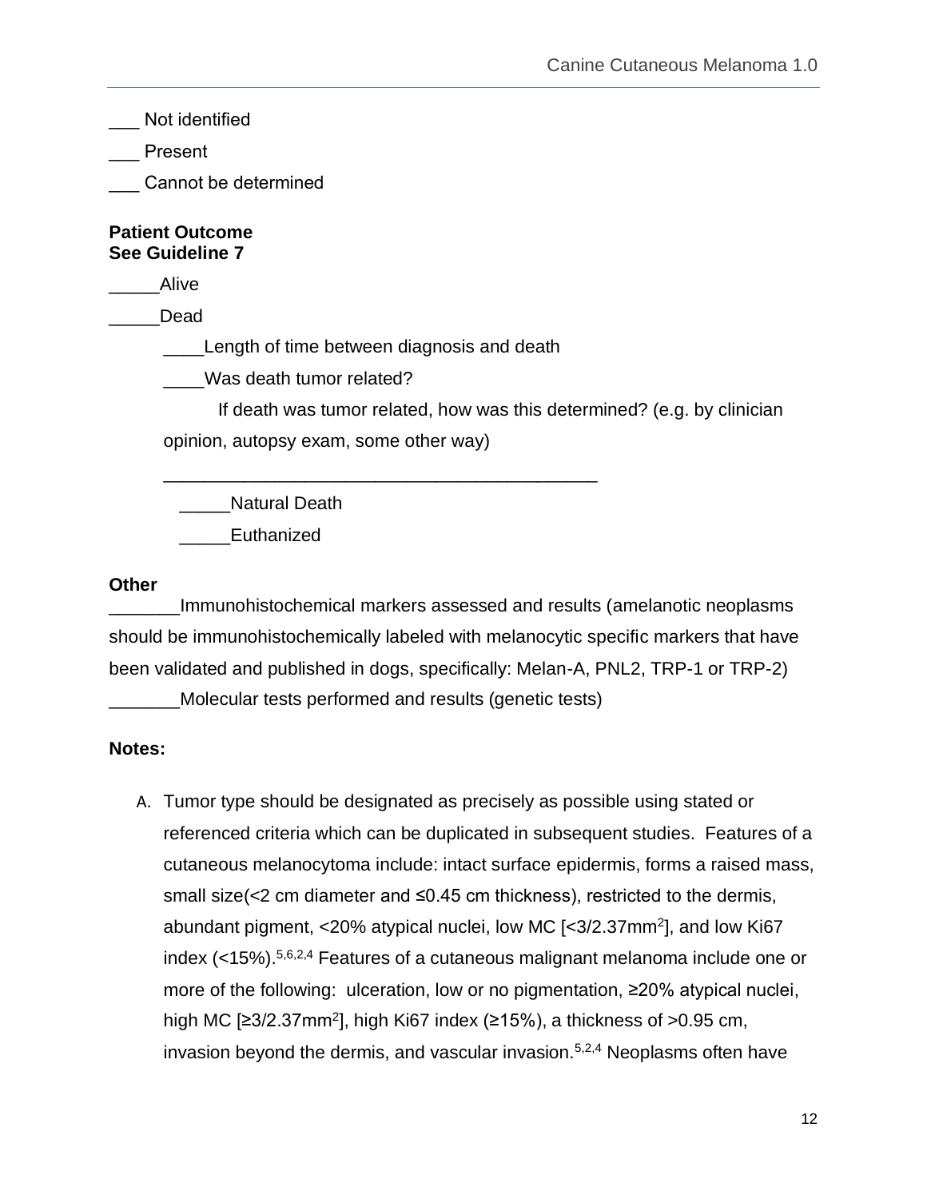___ Not identified

___ Present

___ Cannot be determined

**Patient Outcome**
**See Guideline 7**

_____Alive

_____Dead

____Length of time between diagnosis and death

____Was death tumor related?

If death was tumor related, how was this determined? (e.g. by clinician opinion, autopsy exam, some other way)

___________________________________________

_____Natural Death

_____Euthanized

**Other**

_______Immunohistochemical markers assessed and results (amelanotic neoplasms should be immunohistochemically labeled with melanocytic specific markers that have been validated and published in dogs, specifically: Melan-A, PNL2, TRP-1 or TRP-2)

_______Molecular tests performed and results (genetic tests)

**Notes:**

A. Tumor type should be designated as precisely as possible using stated or referenced criteria which can be duplicated in subsequent studies. Features of a cutaneous melanocytoma include: intact surface epidermis, forms a raised mass, small size(<2 cm diameter and ≤0.45 cm thickness), restricted to the dermis, abundant pigment, <20% atypical nuclei, low MC [<3/2.37mm$^2$], and low Ki67 index (<15%).[5,6,2,4] Features of a cutaneous malignant melanoma include one or more of the following: ulceration, low or no pigmentation, ≥20% atypical nuclei, high MC [≥3/2.37mm$^2$], high Ki67 index (≥15%), a thickness of >0.95 cm, invasion beyond the dermis, and vascular invasion.[5,2,4] Neoplasms often have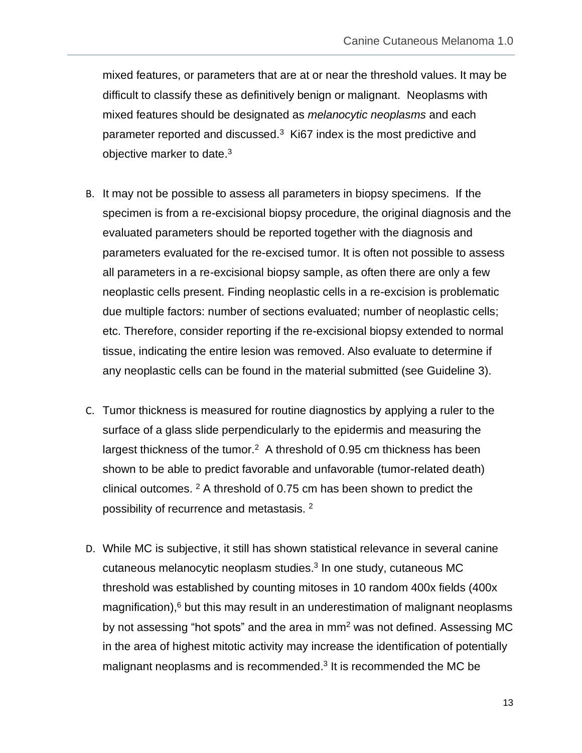mixed features, or parameters that are at or near the threshold values. It may be difficult to classify these as definitively benign or malignant. Neoplasms with mixed features should be designated as *melanocytic neoplasms* and each parameter reported and discussed.[3] Ki67 index is the most predictive and objective marker to date.[3]

B. It may not be possible to assess all parameters in biopsy specimens. If the specimen is from a re-excisional biopsy procedure, the original diagnosis and the evaluated parameters should be reported together with the diagnosis and parameters evaluated for the re-excised tumor. It is often not possible to assess all parameters in a re-excisional biopsy sample, as often there are only a few neoplastic cells present. Finding neoplastic cells in a re-excision is problematic due multiple factors: number of sections evaluated; number of neoplastic cells; etc. Therefore, consider reporting if the re-excisional biopsy extended to normal tissue, indicating the entire lesion was removed. Also evaluate to determine if any neoplastic cells can be found in the material submitted (see Guideline 3).

C. Tumor thickness is measured for routine diagnostics by applying a ruler to the surface of a glass slide perpendicularly to the epidermis and measuring the largest thickness of the tumor.[2] A threshold of 0.95 cm thickness has been shown to be able to predict favorable and unfavorable (tumor-related death) clinical outcomes. [2] A threshold of 0.75 cm has been shown to predict the possibility of recurrence and metastasis. [2]

D. While MC is subjective, it still has shown statistical relevance in several canine cutaneous melanocytic neoplasm studies.[3] In one study, cutaneous MC threshold was established by counting mitoses in 10 random 400x fields (400x magnification),[6] but this may result in an underestimation of malignant neoplasms by not assessing "hot spots" and the area in $mm^2$ was not defined. Assessing MC in the area of highest mitotic activity may increase the identification of potentially malignant neoplasms and is recommended.[3] It is recommended the MC be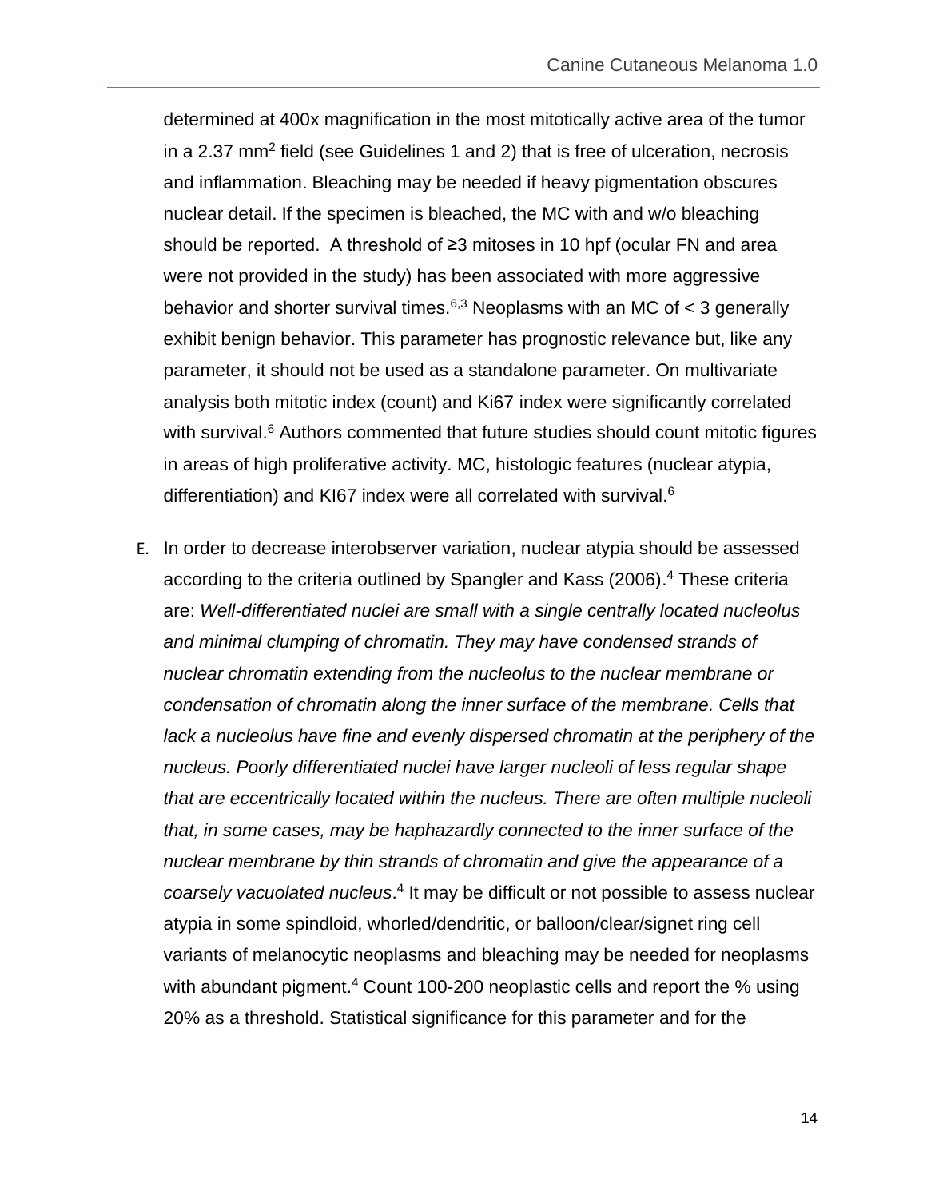determined at 400x magnification in the most mitotically active area of the tumor in a 2.37 mm$^2$ field (see Guidelines 1 and 2) that is free of ulceration, necrosis and inflammation. Bleaching may be needed if heavy pigmentation obscures nuclear detail. If the specimen is bleached, the MC with and w/o bleaching should be reported. A threshold of ≥3 mitoses in 10 hpf (ocular FN and area were not provided in the study) has been associated with more aggressive behavior and shorter survival times.[6,3] Neoplasms with an MC of < 3 generally exhibit benign behavior. This parameter has prognostic relevance but, like any parameter, it should not be used as a standalone parameter. On multivariate analysis both mitotic index (count) and Ki67 index were significantly correlated with survival.[6] Authors commented that future studies should count mitotic figures in areas of high proliferative activity. MC, histologic features (nuclear atypia, differentiation) and KI67 index were all correlated with survival.[6]

E. In order to decrease interobserver variation, nuclear atypia should be assessed according to the criteria outlined by Spangler and Kass (2006).[4] These criteria are: *Well-differentiated nuclei are small with a single centrally located nucleolus and minimal clumping of chromatin. They may have condensed strands of nuclear chromatin extending from the nucleolus to the nuclear membrane or condensation of chromatin along the inner surface of the membrane. Cells that lack a nucleolus have fine and evenly dispersed chromatin at the periphery of the nucleus. Poorly differentiated nuclei have larger nucleoli of less regular shape that are eccentrically located within the nucleus. There are often multiple nucleoli that, in some cases, may be haphazardly connected to the inner surface of the nuclear membrane by thin strands of chromatin and give the appearance of a coarsely vacuolated nucleus*.[4] It may be difficult or not possible to assess nuclear atypia in some spindloid, whorled/dendritic, or balloon/clear/signet ring cell variants of melanocytic neoplasms and bleaching may be needed for neoplasms with abundant pigment.[4] Count 100-200 neoplastic cells and report the % using 20% as a threshold. Statistical significance for this parameter and for the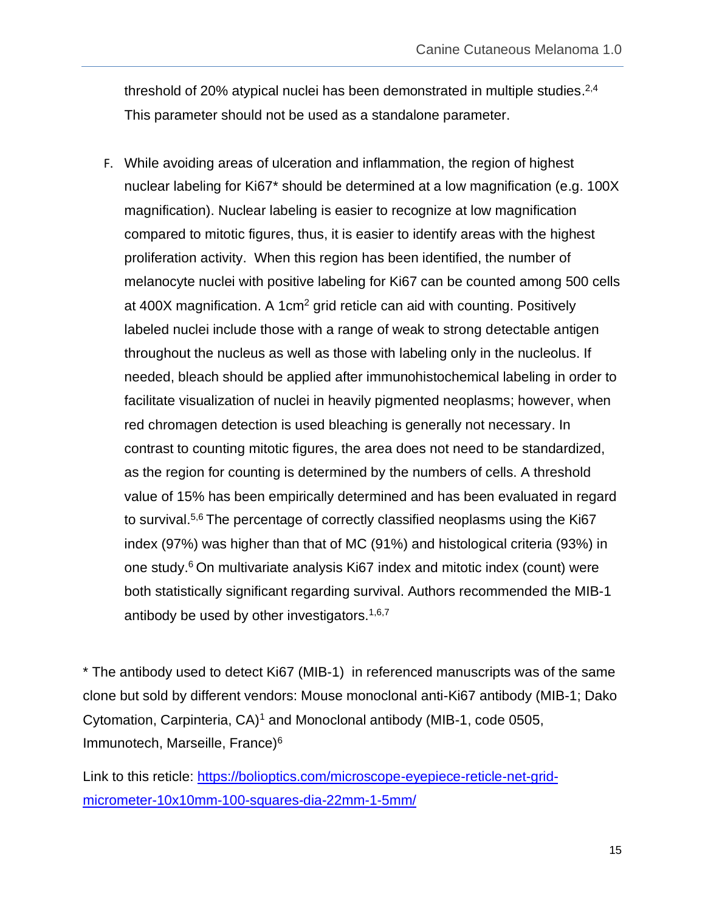threshold of 20% atypical nuclei has been demonstrated in multiple studies.[2,4] This parameter should not be used as a standalone parameter.

F. While avoiding areas of ulceration and inflammation, the region of highest nuclear labeling for Ki67* should be determined at a low magnification (e.g. 100X magnification). Nuclear labeling is easier to recognize at low magnification compared to mitotic figures, thus, it is easier to identify areas with the highest proliferation activity. When this region has been identified, the number of melanocyte nuclei with positive labeling for Ki67 can be counted among 500 cells at 400X magnification. A 1cm$^2$ grid reticle can aid with counting. Positively labeled nuclei include those with a range of weak to strong detectable antigen throughout the nucleus as well as those with labeling only in the nucleolus. If needed, bleach should be applied after immunohistochemical labeling in order to facilitate visualization of nuclei in heavily pigmented neoplasms; however, when red chromagen detection is used bleaching is generally not necessary. In contrast to counting mitotic figures, the area does not need to be standardized, as the region for counting is determined by the numbers of cells. A threshold value of 15% has been empirically determined and has been evaluated in regard to survival.[5,6] The percentage of correctly classified neoplasms using the Ki67 index (97%) was higher than that of MC (91%) and histological criteria (93%) in one study.[6] On multivariate analysis Ki67 index and mitotic index (count) were both statistically significant regarding survival. Authors recommended the MIB-1 antibody be used by other investigators.[1,6,7]

* The antibody used to detect Ki67 (MIB-1) in referenced manuscripts was of the same clone but sold by different vendors: Mouse monoclonal anti-Ki67 antibody (MIB-1; Dako Cytomation, Carpinteria, CA)[1] and Monoclonal antibody (MIB-1, code 0505, Immunotech, Marseille, France)[6]

Link to this reticle: [https://bolioptics.com/microscope-eyepiece-reticle-net-grid-micrometer-10x10mm-100-squares-dia-22mm-1-5mm/](https://bolioptics.com/microscope-eyepiece-reticle-net-grid-micrometer-10x10mm-100-squares-dia-22mm-1-5mm/)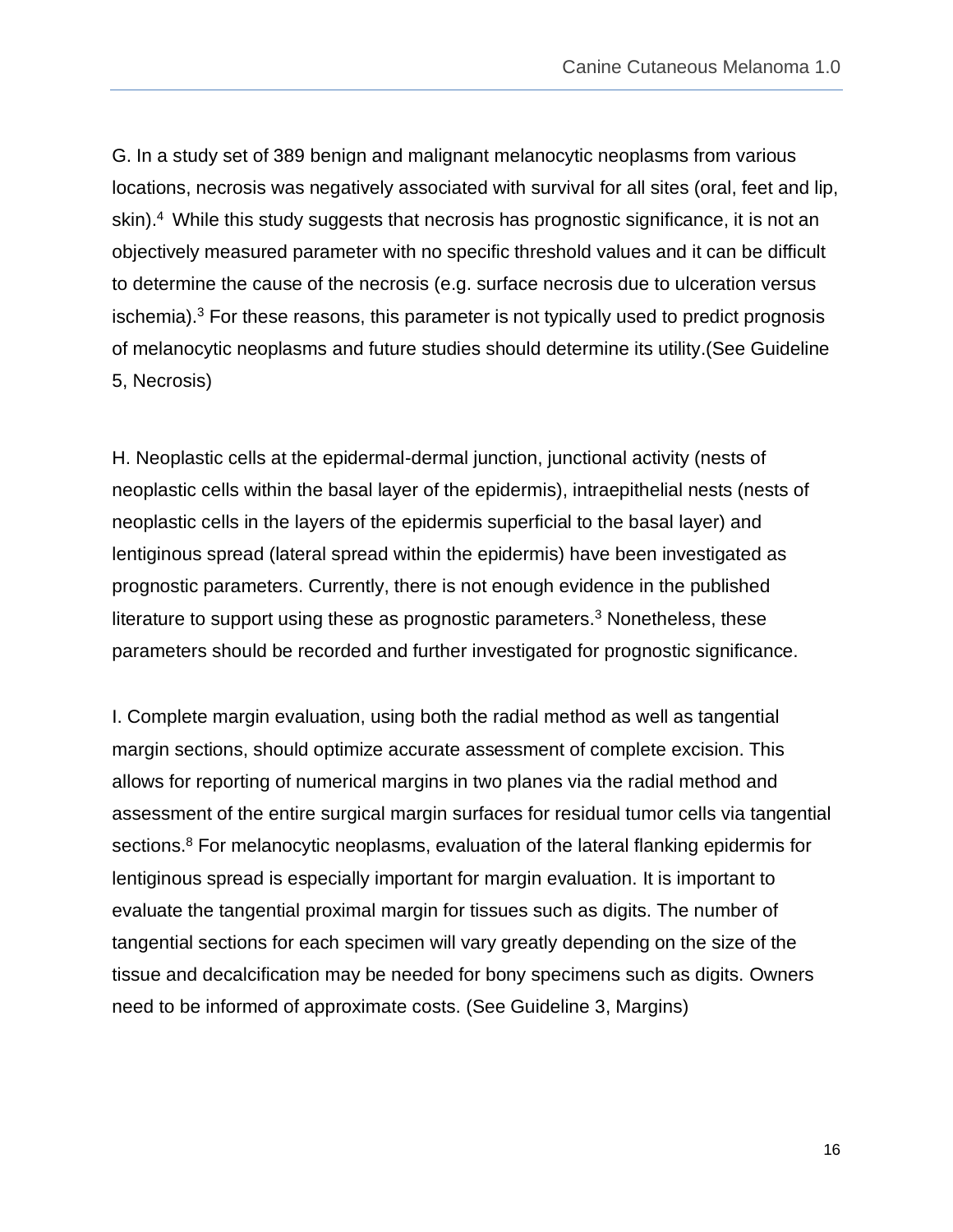G. In a study set of 389 benign and malignant melanocytic neoplasms from various locations, necrosis was negatively associated with survival for all sites (oral, feet and lip, skin).[4] While this study suggests that necrosis has prognostic significance, it is not an objectively measured parameter with no specific threshold values and it can be difficult to determine the cause of the necrosis (e.g. surface necrosis due to ulceration versus ischemia).[3] For these reasons, this parameter is not typically used to predict prognosis of melanocytic neoplasms and future studies should determine its utility.(See Guideline 5, Necrosis)

H. Neoplastic cells at the epidermal-dermal junction, junctional activity (nests of neoplastic cells within the basal layer of the epidermis), intraepithelial nests (nests of neoplastic cells in the layers of the epidermis superficial to the basal layer) and lentiginous spread (lateral spread within the epidermis) have been investigated as prognostic parameters. Currently, there is not enough evidence in the published literature to support using these as prognostic parameters.[3] Nonetheless, these parameters should be recorded and further investigated for prognostic significance.

I. Complete margin evaluation, using both the radial method as well as tangential margin sections, should optimize accurate assessment of complete excision. This allows for reporting of numerical margins in two planes via the radial method and assessment of the entire surgical margin surfaces for residual tumor cells via tangential sections.[8] For melanocytic neoplasms, evaluation of the lateral flanking epidermis for lentiginous spread is especially important for margin evaluation. It is important to evaluate the tangential proximal margin for tissues such as digits. The number of tangential sections for each specimen will vary greatly depending on the size of the tissue and decalcification may be needed for bony specimens such as digits. Owners need to be informed of approximate costs. (See Guideline 3, Margins)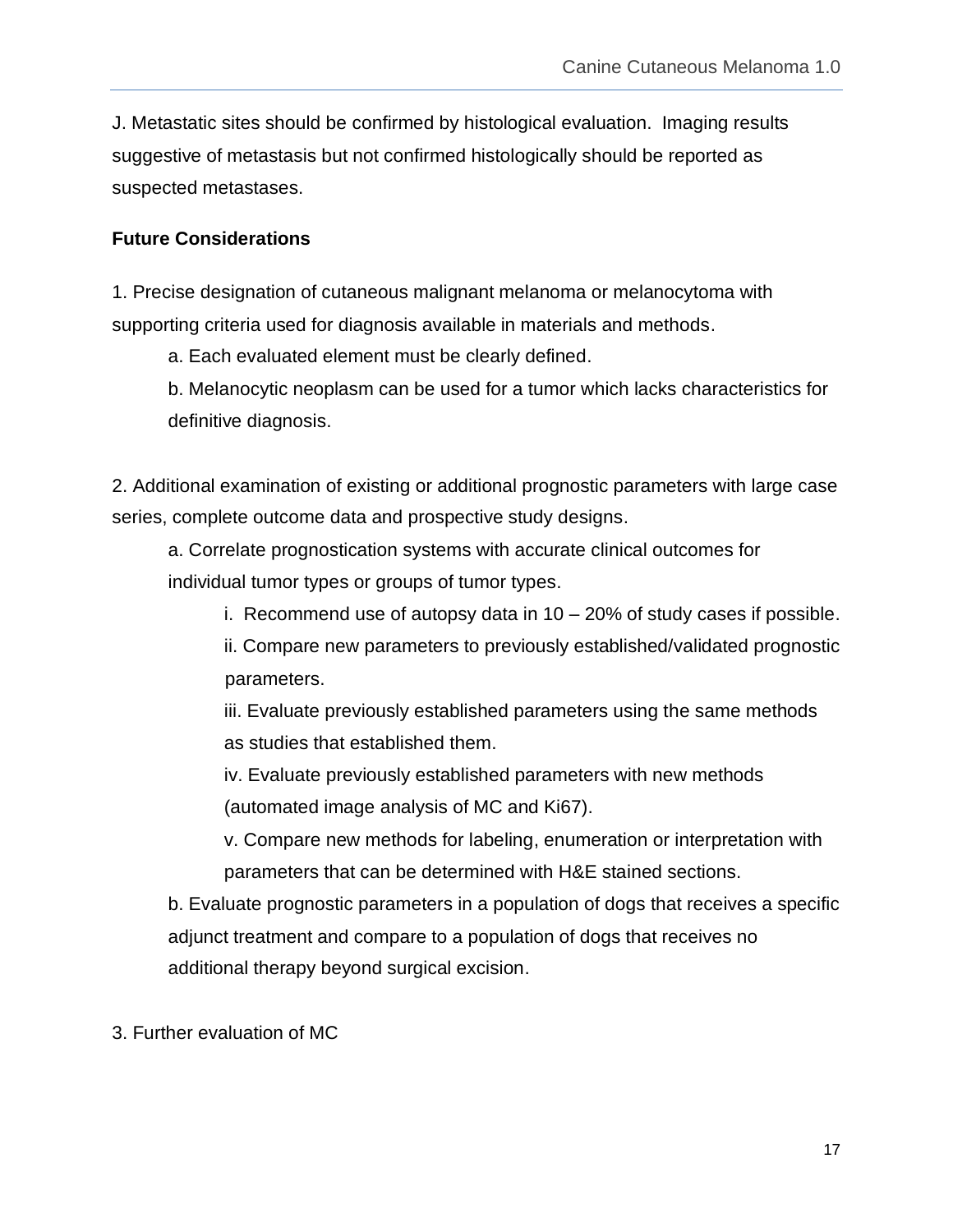J. Metastatic sites should be confirmed by histological evaluation. Imaging results suggestive of metastasis but not confirmed histologically should be reported as suspected metastases.

**Future Considerations**

1. Precise designation of cutaneous malignant melanoma or melanocytoma with supporting criteria used for diagnosis available in materials and methods.
    - a. Each evaluated element must be clearly defined.
    - b. Melanocytic neoplasm can be used for a tumor which lacks characteristics for definitive diagnosis.

2. Additional examination of existing or additional prognostic parameters with large case series, complete outcome data and prospective study designs.
    - a. Correlate prognostication systems with accurate clinical outcomes for individual tumor types or groups of tumor types.
        - i. Recommend use of autopsy data in 10 – 20% of study cases if possible.
        - ii. Compare new parameters to previously established/validated prognostic parameters.
        - iii. Evaluate previously established parameters using the same methods as studies that established them.
        - iv. Evaluate previously established parameters with new methods (automated image analysis of MC and Ki67).
        - v. Compare new methods for labeling, enumeration or interpretation with parameters that can be determined with H&E stained sections.
    - b. Evaluate prognostic parameters in a population of dogs that receives a specific adjunct treatment and compare to a population of dogs that receives no additional therapy beyond surgical excision.

3. Further evaluation of MC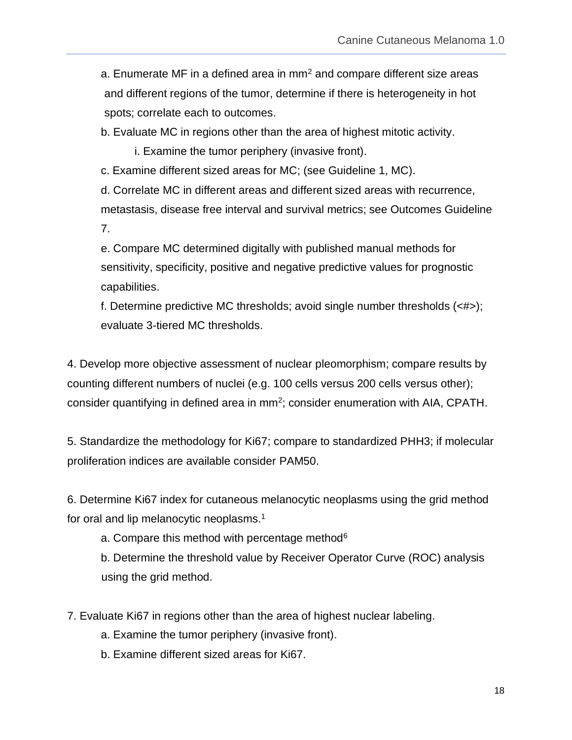a. Enumerate MF in a defined area in $mm^2$ and compare different size areas and different regions of the tumor, determine if there is heterogeneity in hot spots; correlate each to outcomes.

b. Evaluate MC in regions other than the area of highest mitotic activity.

   i. Examine the tumor periphery (invasive front).

c. Examine different sized areas for MC; (see Guideline 1, MC).

d. Correlate MC in different areas and different sized areas with recurrence, metastasis, disease free interval and survival metrics; see Outcomes Guideline 7.

e. Compare MC determined digitally with published manual methods for sensitivity, specificity, positive and negative predictive values for prognostic capabilities.

f. Determine predictive MC thresholds; avoid single number thresholds (<#>); evaluate 3-tiered MC thresholds.

4. Develop more objective assessment of nuclear pleomorphism; compare results by counting different numbers of nuclei (e.g. 100 cells versus 200 cells versus other); consider quantifying in defined area in $mm^2$; consider enumeration with AIA, CPATH.

5. Standardize the methodology for Ki67; compare to standardized PHH3; if molecular proliferation indices are available consider PAM50.

6. Determine Ki67 index for cutaneous melanocytic neoplasms using the grid method for oral and lip melanocytic neoplasms.[1]

   a. Compare this method with percentage method[6]

   b. Determine the threshold value by Receiver Operator Curve (ROC) analysis using the grid method.

7. Evaluate Ki67 in regions other than the area of highest nuclear labeling.

   a. Examine the tumor periphery (invasive front).

   b. Examine different sized areas for Ki67.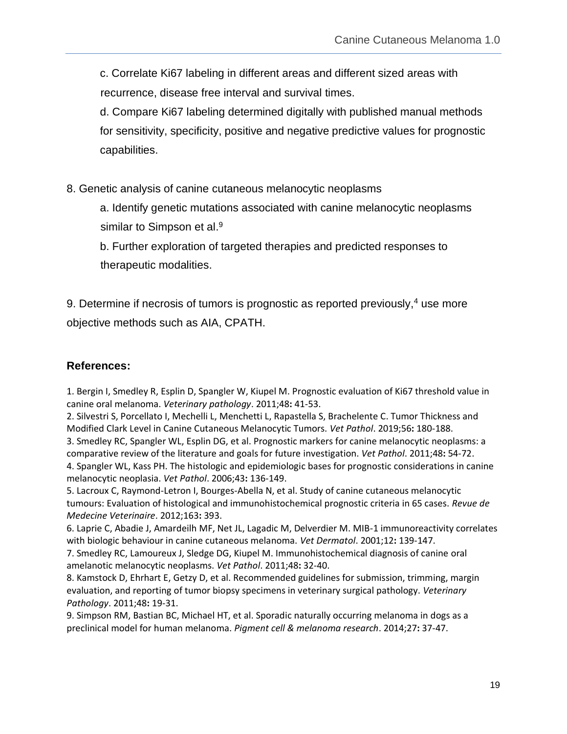c. Correlate Ki67 labeling in different areas and different sized areas with recurrence, disease free interval and survival times.

d. Compare Ki67 labeling determined digitally with published manual methods for sensitivity, specificity, positive and negative predictive values for prognostic capabilities.

8. Genetic analysis of canine cutaneous melanocytic neoplasms

a. Identify genetic mutations associated with canine melanocytic neoplasms similar to Simpson et al.[9]

b. Further exploration of targeted therapies and predicted responses to therapeutic modalities.

9. Determine if necrosis of tumors is prognostic as reported previously,[4] use more objective methods such as AIA, CPATH.

## References:

1. Bergin I, Smedley R, Esplin D, Spangler W, Kiupel M. Prognostic evaluation of Ki67 threshold value in canine oral melanoma. *Veterinary pathology*. 2011;48**:** 41-53.
2. Silvestri S, Porcellato I, Mechelli L, Menchetti L, Rapastella S, Brachelente C. Tumor Thickness and Modified Clark Level in Canine Cutaneous Melanocytic Tumors. *Vet Pathol*. 2019;56**:** 180-188.
3. Smedley RC, Spangler WL, Esplin DG, et al. Prognostic markers for canine melanocytic neoplasms: a comparative review of the literature and goals for future investigation. *Vet Pathol*. 2011;48**:** 54-72.
4. Spangler WL, Kass PH. The histologic and epidemiologic bases for prognostic considerations in canine melanocytic neoplasia. *Vet Pathol*. 2006;43**:** 136-149.
5. Lacroux C, Raymond-Letron I, Bourges-Abella N, et al. Study of canine cutaneous melanocytic tumours: Evaluation of histological and immunohistochemical prognostic criteria in 65 cases. *Revue de Medecine Veterinaire*. 2012;163**:** 393.
6. Laprie C, Abadie J, Amardeilh MF, Net JL, Lagadic M, Delverdier M. MIB-1 immunoreactivity correlates with biologic behaviour in canine cutaneous melanoma. *Vet Dermatol*. 2001;12**:** 139-147.
7. Smedley RC, Lamoureux J, Sledge DG, Kiupel M. Immunohistochemical diagnosis of canine oral amelanotic melanocytic neoplasms. *Vet Pathol*. 2011;48**:** 32-40.
8. Kamstock D, Ehrhart E, Getzy D, et al. Recommended guidelines for submission, trimming, margin evaluation, and reporting of tumor biopsy specimens in veterinary surgical pathology. *Veterinary Pathology*. 2011;48**:** 19-31.
9. Simpson RM, Bastian BC, Michael HT, et al. Sporadic naturally occurring melanoma in dogs as a preclinical model for human melanoma. *Pigment cell & melanoma research*. 2014;27**:** 37-47.